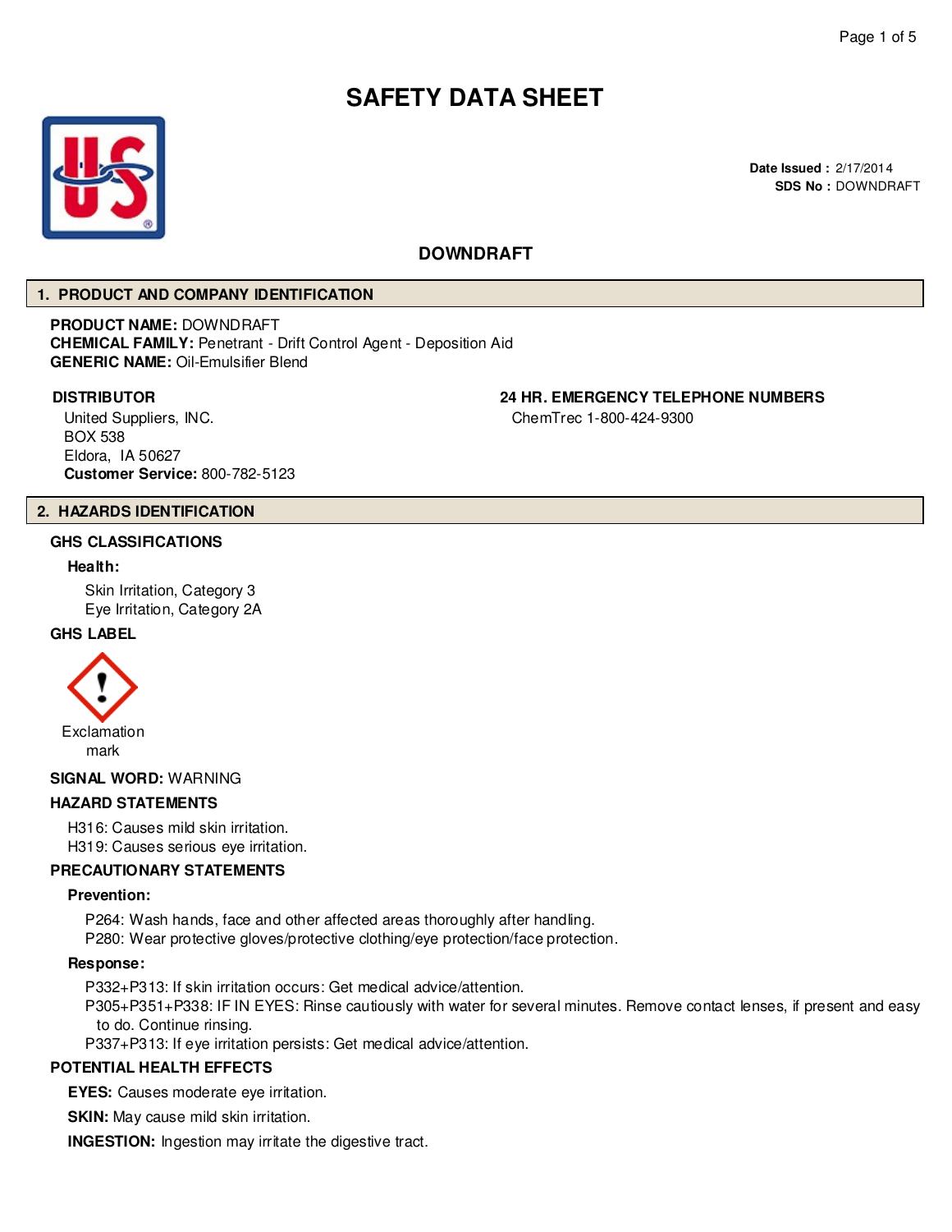# SAFETY DATA SHEET

**Date Issued :** 2/17/2014
**SDS No :** DOWNDRAFT

## DOWNDRAFT

## 1. PRODUCT AND COMPANY IDENTIFICATION

**PRODUCT NAME:** DOWNDRAFT
**CHEMICAL FAMILY:** Penetrant - Drift Control Agent - Deposition Aid
**GENERIC NAME:** Oil-Emulsifier Blend

**DISTRIBUTOR**
United Suppliers, INC.
BOX 538
Eldora, IA 50627
**Customer Service:** 800-782-5123

**24 HR. EMERGENCY TELEPHONE NUMBERS**
ChemTrec 1-800-424-9300

## 2. HAZARDS IDENTIFICATION

### GHS CLASSIFICATIONS

**Health:**

Skin Irritation, Category 3
Eye Irritation, Category 2A

### GHS LABEL

Exclamation mark

**SIGNAL WORD:** WARNING

### HAZARD STATEMENTS

H316: Causes mild skin irritation.
H319: Causes serious eye irritation.

### PRECAUTIONARY STATEMENTS

**Prevention:**

P264: Wash hands, face and other affected areas thoroughly after handling.
P280: Wear protective gloves/protective clothing/eye protection/face protection.

**Response:**

P332+P313: If skin irritation occurs: Get medical advice/attention.
P305+P351+P338: IF IN EYES: Rinse cautiously with water for several minutes. Remove contact lenses, if present and easy to do. Continue rinsing.
P337+P313: If eye irritation persists: Get medical advice/attention.

### POTENTIAL HEALTH EFFECTS

**EYES:** Causes moderate eye irritation.

**SKIN:** May cause mild skin irritation.

**INGESTION:** Ingestion may irritate the digestive tract.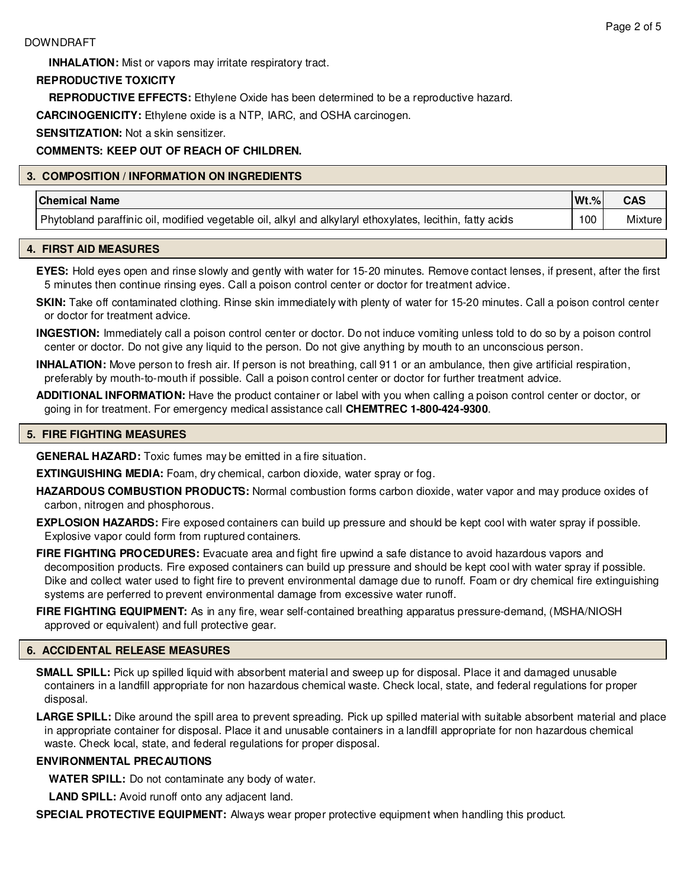**INHALATION:** Mist or vapors may irritate respiratory tract.

**REPRODUCTIVE TOXICITY**

**REPRODUCTIVE EFFECTS:** Ethylene Oxide has been determined to be a reproductive hazard.

**CARCINOGENICITY:** Ethylene oxide is a NTP, IARC, and OSHA carcinogen.

**SENSITIZATION:** Not a skin sensitizer.

**COMMENTS: KEEP OUT OF REACH OF CHILDREN.**

## 3. COMPOSITION / INFORMATION ON INGREDIENTS

| Chemical Name | Wt.% | CAS |
|---|---|---|
| Phytobland paraffinic oil, modified vegetable oil, alkyl and alkylaryl ethoxylates, lecithin, fatty acids | 100 | Mixture |

## 4. FIRST AID MEASURES

**EYES:** Hold eyes open and rinse slowly and gently with water for 15-20 minutes. Remove contact lenses, if present, after the first 5 minutes then continue rinsing eyes. Call a poison control center or doctor for treatment advice.

**SKIN:** Take off contaminated clothing. Rinse skin immediately with plenty of water for 15-20 minutes. Call a poison control center or doctor for treatment advice.

**INGESTION:** Immediately call a poison control center or doctor. Do not induce vomiting unless told to do so by a poison control center or doctor. Do not give any liquid to the person. Do not give anything by mouth to an unconscious person.

**INHALATION:** Move person to fresh air. If person is not breathing, call 911 or an ambulance, then give artificial respiration, preferably by mouth-to-mouth if possible. Call a poison control center or doctor for further treatment advice.

**ADDITIONAL INFORMATION:** Have the product container or label with you when calling a poison control center or doctor, or going in for treatment. For emergency medical assistance call **CHEMTREC 1-800-424-9300**.

## 5. FIRE FIGHTING MEASURES

**GENERAL HAZARD:** Toxic fumes may be emitted in a fire situation.

**EXTINGUISHING MEDIA:** Foam, dry chemical, carbon dioxide, water spray or fog.

**HAZARDOUS COMBUSTION PRODUCTS:** Normal combustion forms carbon dioxide, water vapor and may produce oxides of carbon, nitrogen and phosphorous.

**EXPLOSION HAZARDS:** Fire exposed containers can build up pressure and should be kept cool with water spray if possible. Explosive vapor could form from ruptured containers.

**FIRE FIGHTING PROCEDURES:** Evacuate area and fight fire upwind a safe distance to avoid hazardous vapors and decomposition products. Fire exposed containers can build up pressure and should be kept cool with water spray if possible. Dike and collect water used to fight fire to prevent environmental damage due to runoff. Foam or dry chemical fire extinguishing systems are perferred to prevent environmental damage from excessive water runoff.

**FIRE FIGHTING EQUIPMENT:** As in any fire, wear self-contained breathing apparatus pressure-demand, (MSHA/NIOSH approved or equivalent) and full protective gear.

## 6. ACCIDENTAL RELEASE MEASURES

**SMALL SPILL:** Pick up spilled liquid with absorbent material and sweep up for disposal. Place it and damaged unusable containers in a landfill appropriate for non hazardous chemical waste. Check local, state, and federal regulations for proper disposal.

**LARGE SPILL:** Dike around the spill area to prevent spreading. Pick up spilled material with suitable absorbent material and place in appropriate container for disposal. Place it and unusable containers in a landfill appropriate for non hazardous chemical waste. Check local, state, and federal regulations for proper disposal.

**ENVIRONMENTAL PRECAUTIONS**

**WATER SPILL:** Do not contaminate any body of water.

**LAND SPILL:** Avoid runoff onto any adjacent land.

**SPECIAL PROTECTIVE EQUIPMENT:** Always wear proper protective equipment when handling this product.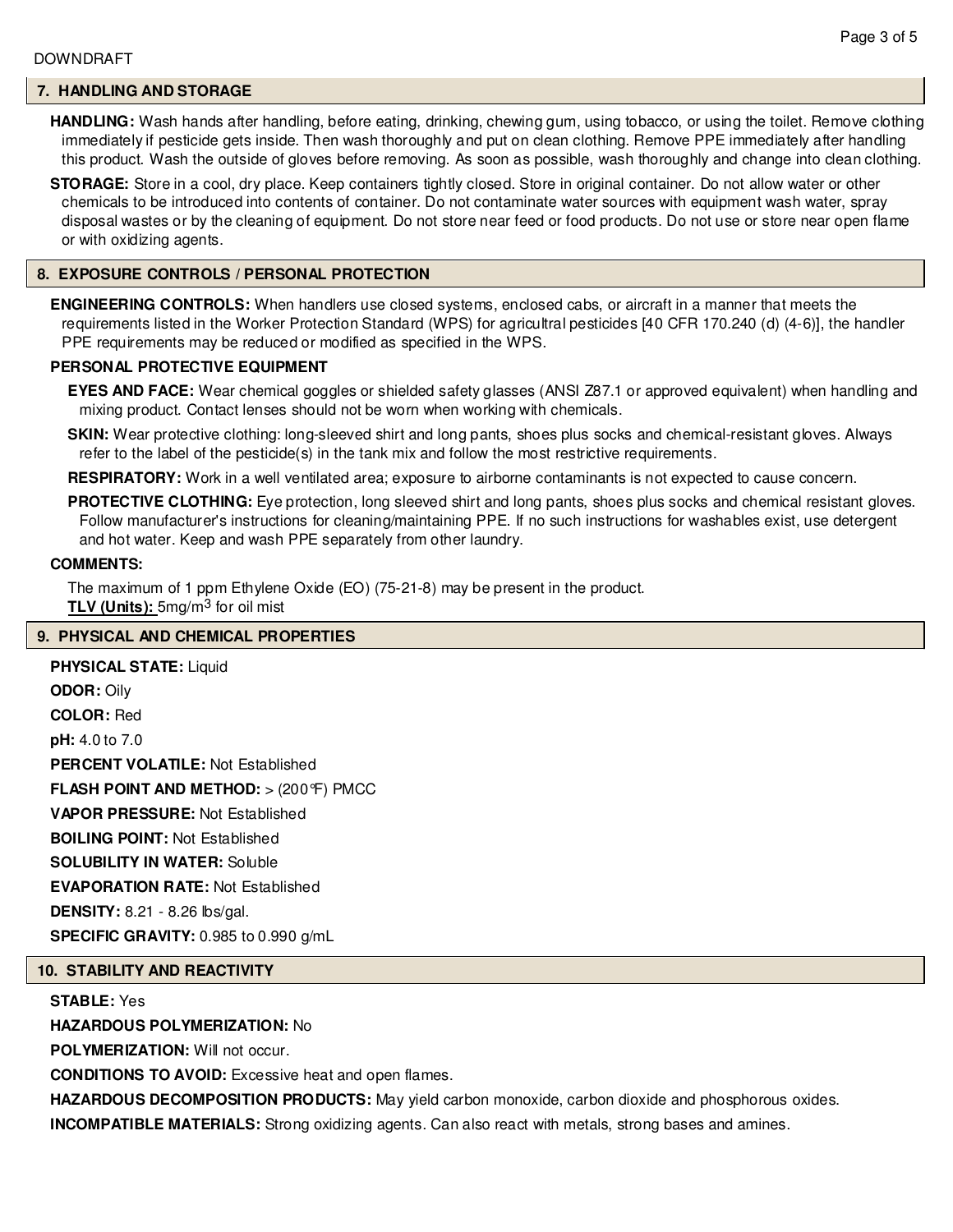## 7. HANDLING AND STORAGE

**HANDLING:** Wash hands after handling, before eating, drinking, chewing gum, using tobacco, or using the toilet. Remove clothing immediately if pesticide gets inside. Then wash thoroughly and put on clean clothing. Remove PPE immediately after handling this product. Wash the outside of gloves before removing. As soon as possible, wash thoroughly and change into clean clothing.

**STORAGE:** Store in a cool, dry place. Keep containers tightly closed. Store in original container. Do not allow water or other chemicals to be introduced into contents of container. Do not contaminate water sources with equipment wash water, spray disposal wastes or by the cleaning of equipment. Do not store near feed or food products. Do not use or store near open flame or with oxidizing agents.

## 8. EXPOSURE CONTROLS / PERSONAL PROTECTION

**ENGINEERING CONTROLS:** When handlers use closed systems, enclosed cabs, or aircraft in a manner that meets the requirements listed in the Worker Protection Standard (WPS) for agricultral pesticides [40 CFR 170.240 (d) (4-6)], the handler PPE requirements may be reduced or modified as specified in the WPS.

**PERSONAL PROTECTIVE EQUIPMENT**

**EYES AND FACE:** Wear chemical goggles or shielded safety glasses (ANSI Z87.1 or approved equivalent) when handling and mixing product. Contact lenses should not be worn when working with chemicals.

**SKIN:** Wear protective clothing: long-sleeved shirt and long pants, shoes plus socks and chemical-resistant gloves. Always refer to the label of the pesticide(s) in the tank mix and follow the most restrictive requirements.

**RESPIRATORY:** Work in a well ventilated area; exposure to airborne contaminants is not expected to cause concern.

**PROTECTIVE CLOTHING:** Eye protection, long sleeved shirt and long pants, shoes plus socks and chemical resistant gloves. Follow manufacturer's instructions for cleaning/maintaining PPE. If no such instructions for washables exist, use detergent and hot water. Keep and wash PPE separately from other laundry.

**COMMENTS:**

The maximum of 1 ppm Ethylene Oxide (EO) (75-21-8) may be present in the product.
**TLV (Units):** 5mg/m$^3$ for oil mist

## 9. PHYSICAL AND CHEMICAL PROPERTIES

**PHYSICAL STATE:** Liquid

**ODOR:** Oily

**COLOR:** Red

**pH:** 4.0 to 7.0

**PERCENT VOLATILE:** Not Established

**FLASH POINT AND METHOD:** > (200°F) PMCC

**VAPOR PRESSURE:** Not Established

**BOILING POINT:** Not Established

**SOLUBILITY IN WATER:** Soluble

**EVAPORATION RATE:** Not Established

**DENSITY:** 8.21 - 8.26 lbs/gal.

**SPECIFIC GRAVITY:** 0.985 to 0.990 g/mL

## 10. STABILITY AND REACTIVITY

**STABLE:** Yes

**HAZARDOUS POLYMERIZATION:** No

**POLYMERIZATION:** Will not occur.

**CONDITIONS TO AVOID:** Excessive heat and open flames.

**HAZARDOUS DECOMPOSITION PRODUCTS:** May yield carbon monoxide, carbon dioxide and phosphorous oxides.

**INCOMPATIBLE MATERIALS:** Strong oxidizing agents. Can also react with metals, strong bases and amines.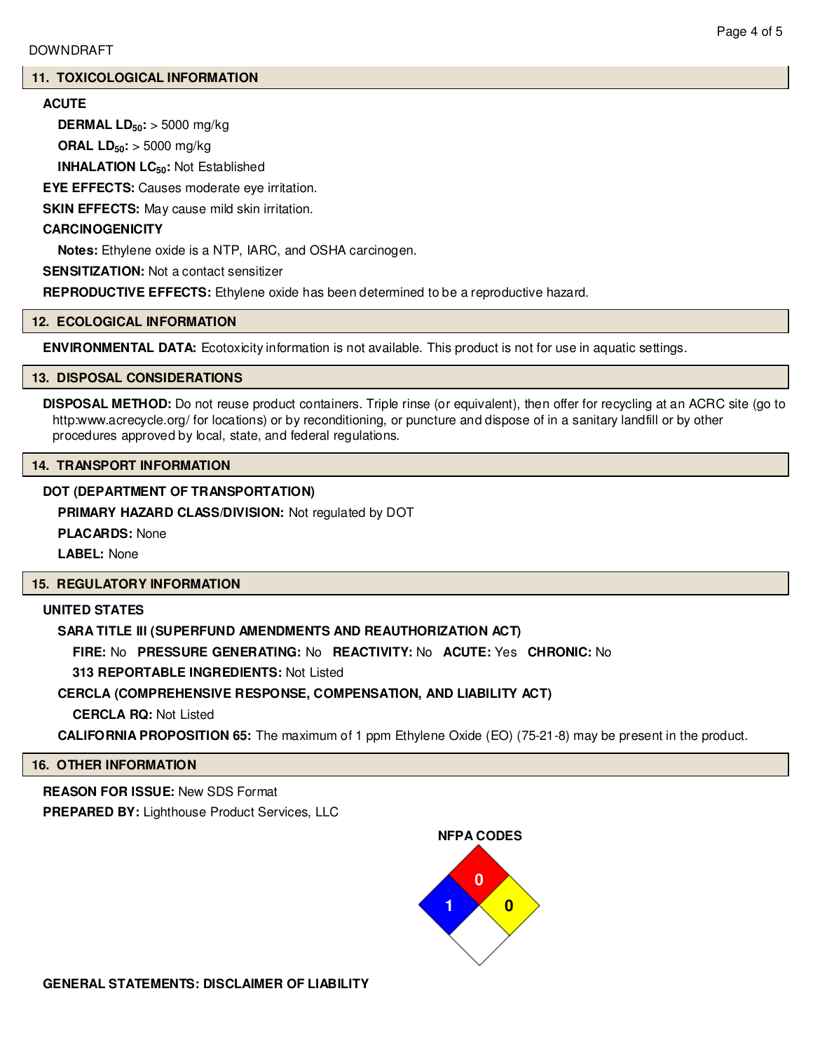## 11. TOXICOLOGICAL INFORMATION

**ACUTE**

**DERMAL $LD_{50}$:** > 5000 mg/kg

**ORAL $LD_{50}$:** > 5000 mg/kg

**INHALATION $LC_{50}$:** Not Established

**EYE EFFECTS:** Causes moderate eye irritation.

**SKIN EFFECTS:** May cause mild skin irritation.

**CARCINOGENICITY**

**Notes:** Ethylene oxide is a NTP, IARC, and OSHA carcinogen.

**SENSITIZATION:** Not a contact sensitizer

**REPRODUCTIVE EFFECTS:** Ethylene oxide has been determined to be a reproductive hazard.

## 12. ECOLOGICAL INFORMATION

**ENVIRONMENTAL DATA:** Ecotoxicity information is not available. This product is not for use in aquatic settings.

## 13. DISPOSAL CONSIDERATIONS

**DISPOSAL METHOD:** Do not reuse product containers. Triple rinse (or equivalent), then offer for recycling at an ACRC site (go to http:www.acrecycle.org/ for locations) or by reconditioning, or puncture and dispose of in a sanitary landfill or by other procedures approved by local, state, and federal regulations.

## 14. TRANSPORT INFORMATION

**DOT (DEPARTMENT OF TRANSPORTATION)**

**PRIMARY HAZARD CLASS/DIVISION:** Not regulated by DOT

**PLACARDS:** None

**LABEL:** None

## 15. REGULATORY INFORMATION

**UNITED STATES**

**SARA TITLE III (SUPERFUND AMENDMENTS AND REAUTHORIZATION ACT)**

**FIRE:** No **PRESSURE GENERATING:** No **REACTIVITY:** No **ACUTE:** Yes **CHRONIC:** No

**313 REPORTABLE INGREDIENTS:** Not Listed

**CERCLA (COMPREHENSIVE RESPONSE, COMPENSATION, AND LIABILITY ACT)**

**CERCLA RQ:** Not Listed

**CALIFORNIA PROPOSITION 65:** The maximum of 1 ppm Ethylene Oxide (EO) (75-21-8) may be present in the product.

## 16. OTHER INFORMATION

**REASON FOR ISSUE:** New SDS Format

**PREPARED BY:** Lighthouse Product Services, LLC

**NFPA CODES**

Health: 1 | Flammability: 0 | Reactivity: 0

**GENERAL STATEMENTS: DISCLAIMER OF LIABILITY**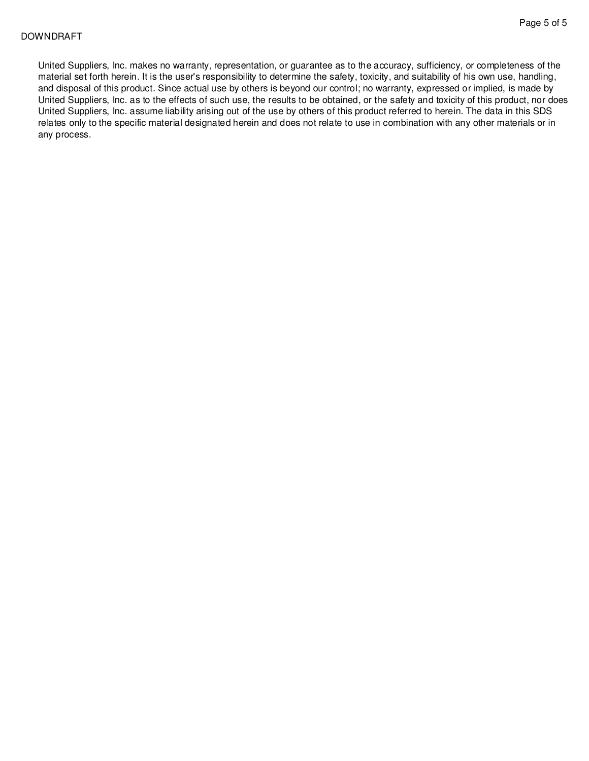United Suppliers, Inc. makes no warranty, representation, or guarantee as to the accuracy, sufficiency, or completeness of the material set forth herein. It is the user's responsibility to determine the safety, toxicity, and suitability of his own use, handling, and disposal of this product. Since actual use by others is beyond our control; no warranty, expressed or implied, is made by United Suppliers, Inc. as to the effects of such use, the results to be obtained, or the safety and toxicity of this product, nor does United Suppliers, Inc. assume liability arising out of the use by others of this product referred to herein. The data in this SDS relates only to the specific material designated herein and does not relate to use in combination with any other materials or in any process.